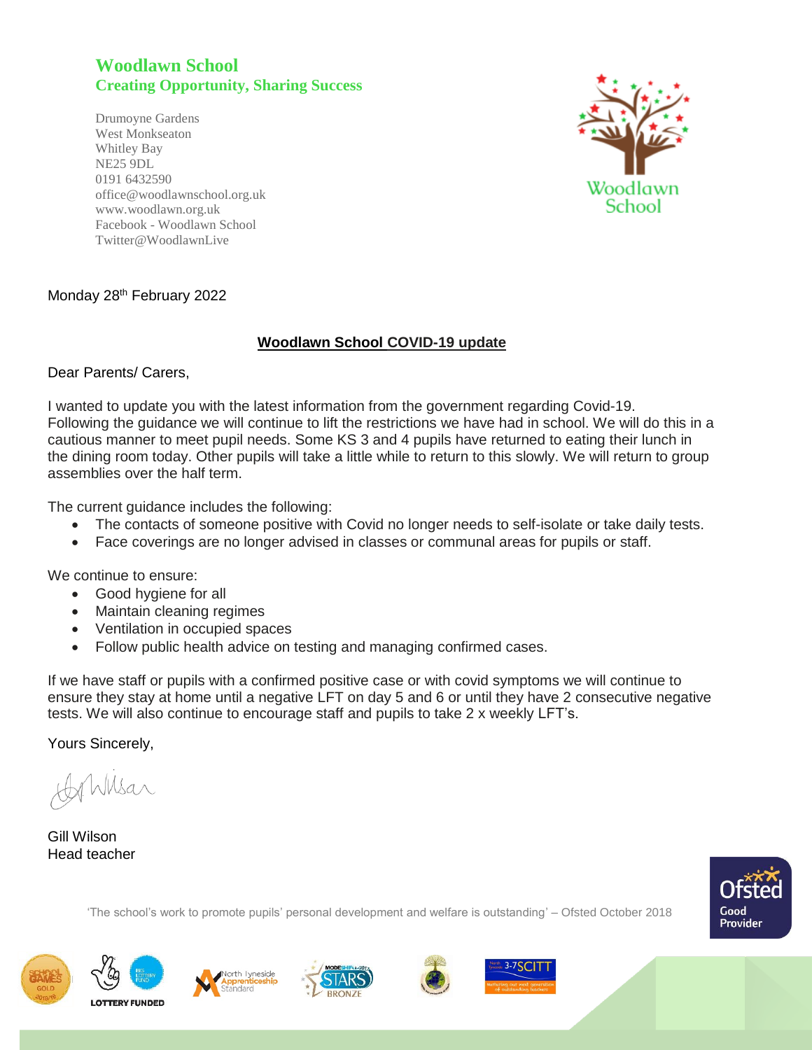# Woodlawn School

**Creating Opportunity, Sharing Success**

Drumoyne Gardens
West Monkseaton
Whitley Bay
NE25 9DL
0191 6432590
office@woodlawnschool.org.uk
www.woodlawn.org.uk
Facebook - Woodlawn School
Twitter@WoodlawnLive

Monday 28th February 2022

## Woodlawn School COVID-19 update

Dear Parents/ Carers,

I wanted to update you with the latest information from the government regarding Covid-19. Following the guidance we will continue to lift the restrictions we have had in school. We will do this in a cautious manner to meet pupil needs. Some KS 3 and 4 pupils have returned to eating their lunch in the dining room today. Other pupils will take a little while to return to this slowly. We will return to group assemblies over the half term.

The current guidance includes the following:

- The contacts of someone positive with Covid no longer needs to self-isolate or take daily tests.
- Face coverings are no longer advised in classes or communal areas for pupils or staff.

We continue to ensure:

- Good hygiene for all
- Maintain cleaning regimes
- Ventilation in occupied spaces
- Follow public health advice on testing and managing confirmed cases.

If we have staff or pupils with a confirmed positive case or with covid symptoms we will continue to ensure they stay at home until a negative LFT on day 5 and 6 or until they have 2 consecutive negative tests. We will also continue to encourage staff and pupils to take 2 x weekly LFT's.

Yours Sincerely,

Gill Wilson
Head teacher

'The school's work to promote pupils' personal development and welfare is outstanding' – Ofsted October 2018